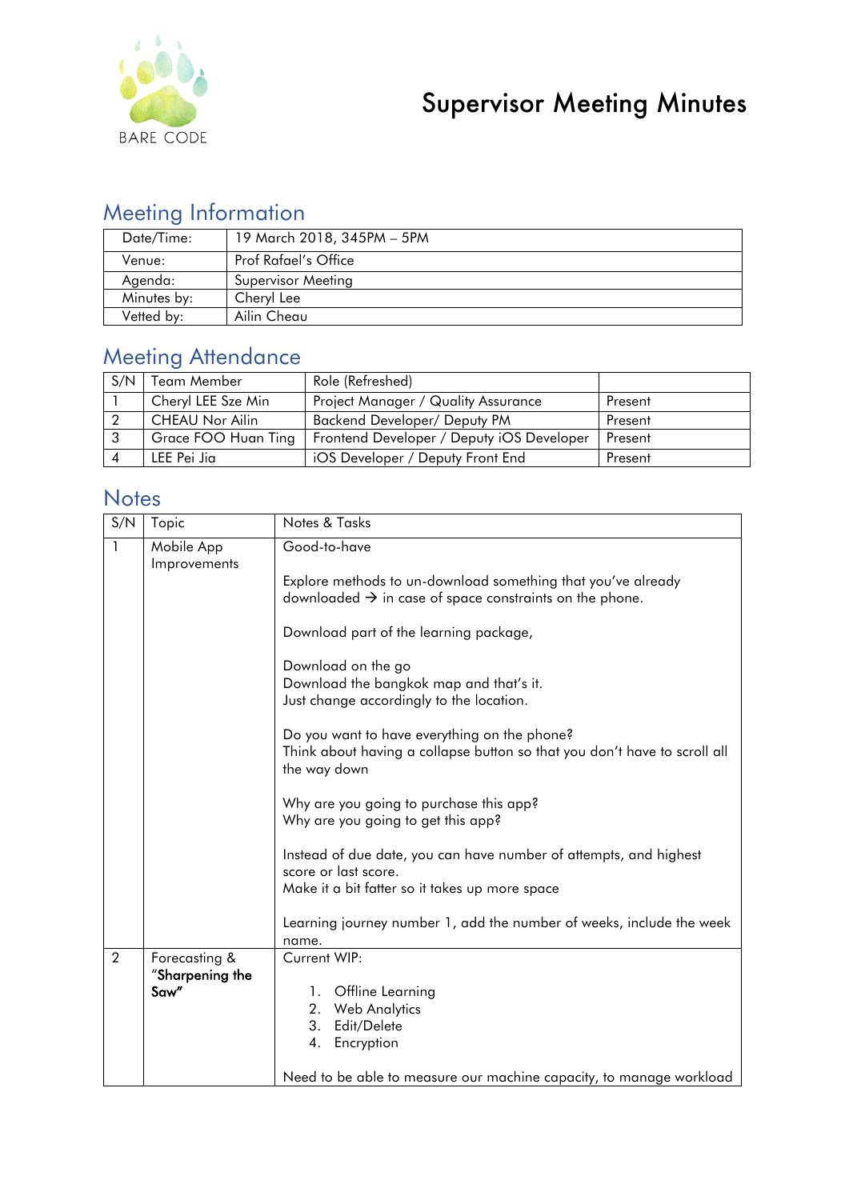BARE CODE

# Supervisor Meeting Minutes

## Meeting Information

| Date/Time: | 19 March 2018, 345PM – 5PM |
|---|---|
| Venue: | Prof Rafael's Office |
| Agenda: | Supervisor Meeting |
| Minutes by: | Cheryl Lee |
| Vetted by: | Ailin Cheau |

## Meeting Attendance

| S/N | Team Member | Role (Refreshed) | |
|---|---|---|---|
| 1 | Cheryl LEE Sze Min | Project Manager / Quality Assurance | Present |
| 2 | CHEAU Nor Ailin | Backend Developer/ Deputy PM | Present |
| 3 | Grace FOO Huan Ting | Frontend Developer / Deputy iOS Developer | Present |
| 4 | LEE Pei Jia | iOS Developer / Deputy Front End | Present |

## Notes

| S/N | Topic | Notes & Tasks |
|---|---|---|
| 1 | Mobile App Improvements | Good-to-have<br><br>Explore methods to un-download something that you've already downloaded → in case of space constraints on the phone.<br><br>Download part of the learning package,<br><br>Download on the go<br>Download the bangkok map and that's it.<br>Just change accordingly to the location.<br><br>Do you want to have everything on the phone?<br>Think about having a collapse button so that you don't have to scroll all the way down<br><br>Why are you going to purchase this app?<br>Why are you going to get this app?<br><br>Instead of due date, you can have number of attempts, and highest score or last score.<br>Make it a bit fatter so it takes up more space<br><br>Learning journey number 1, add the number of weeks, include the week name. |
| 2 | Forecasting & **"Sharpening the Saw"** | Current WIP:<br><br>1. Offline Learning<br>2. Web Analytics<br>3. Edit/Delete<br>4. Encryption<br><br>Need to be able to measure our machine capacity, to manage workload |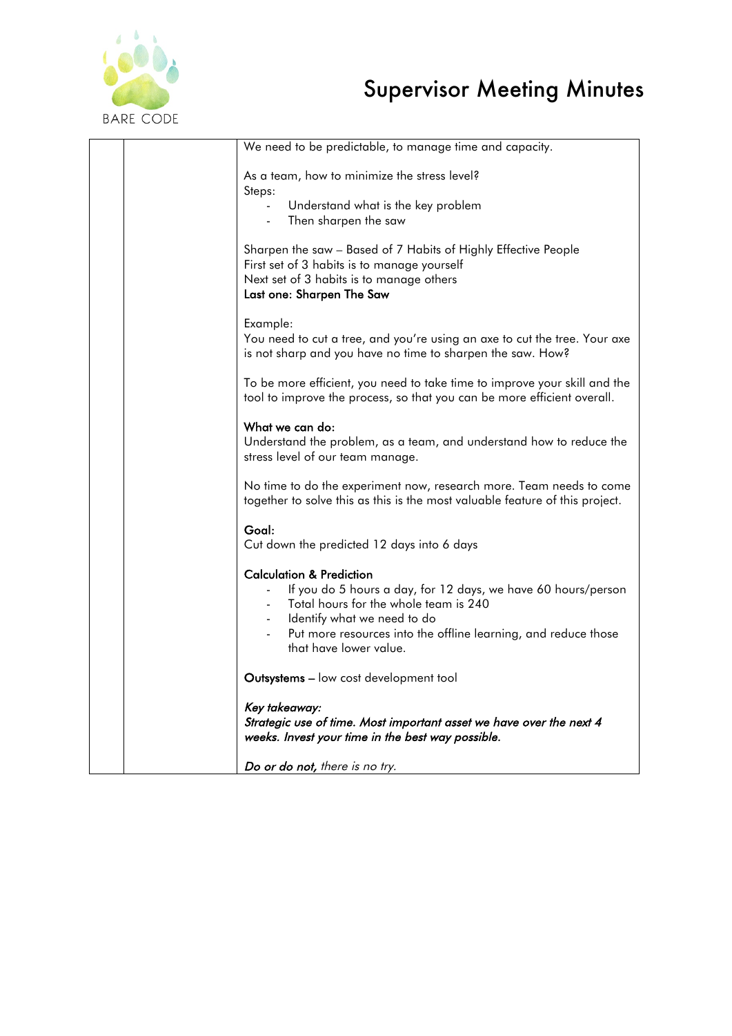# Supervisor Meeting Minutes

| | | |
|---|---|---|
| | | We need to be predictable, to manage time and capacity.<br><br>As a team, how to minimize the stress level?<br>Steps:<br>- Understand what is the key problem<br>- Then sharpen the saw<br><br>Sharpen the saw – Based of 7 Habits of Highly Effective People<br>First set of 3 habits is to manage yourself<br>Next set of 3 habits is to manage others<br>**Last one: Sharpen The Saw**<br><br>Example:<br>You need to cut a tree, and you're using an axe to cut the tree. Your axe is not sharp and you have no time to sharpen the saw. How?<br><br>To be more efficient, you need to take time to improve your skill and the tool to improve the process, so that you can be more efficient overall.<br><br>**What we can do:**<br>Understand the problem, as a team, and understand how to reduce the stress level of our team manage.<br><br>No time to do the experiment now, research more. Team needs to come together to solve this as this is the most valuable feature of this project.<br><br>**Goal:**<br>Cut down the predicted 12 days into 6 days<br><br>**Calculation & Prediction**<br>- If you do 5 hours a day, for 12 days, we have 60 hours/person<br>- Total hours for the whole team is 240<br>- Identify what we need to do<br>- Put more resources into the offline learning, and reduce those that have lower value.<br><br>**Outsystems –** low cost development tool<br><br>***Key takeaway:***<br>***Strategic use of time. Most important asset we have over the next 4 weeks. Invest your time in the best way possible.***<br><br>***Do or do not,*** *there is no try.* |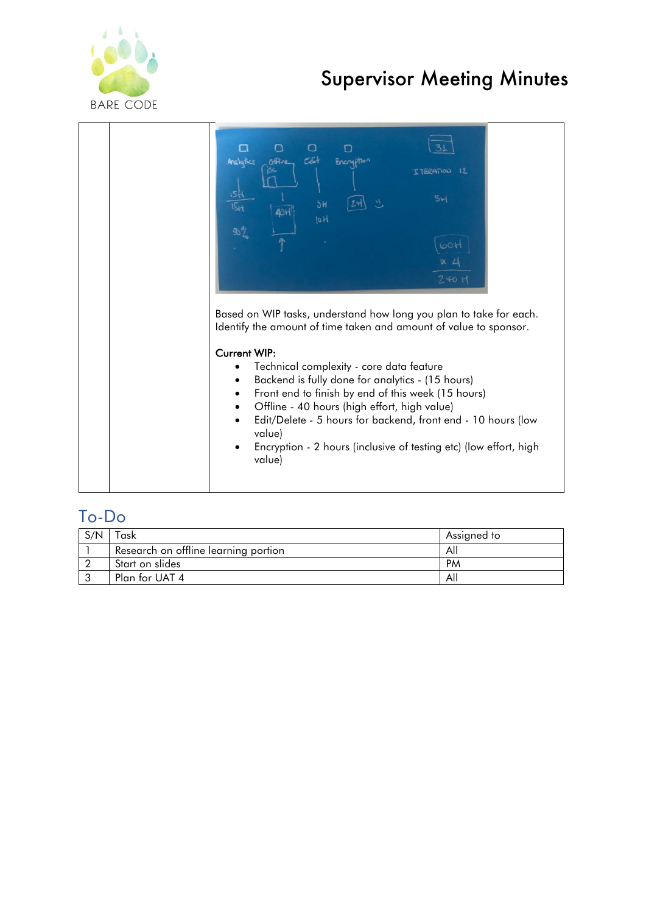# Supervisor Meeting Minutes

| | | |
|---|---|---|
| | | Based on WIP tasks, understand how long you plan to take for each. Identify the amount of time taken and amount of value to sponsor.<br><br>**Current WIP:**<br>• Technical complexity - core data feature<br>• Backend is fully done for analytics - (15 hours)<br>• Front end to finish by end of this week (15 hours)<br>• Offline - 40 hours (high effort, high value)<br>• Edit/Delete - 5 hours for backend, front end - 10 hours (low value)<br>• Encryption - 2 hours (inclusive of testing etc) (low effort, high value) |

## To-Do

| S/N | Task | Assigned to |
|---|---|---|
| 1 | Research on offline learning portion | All |
| 2 | Start on slides | PM |
| 3 | Plan for UAT 4 | All |